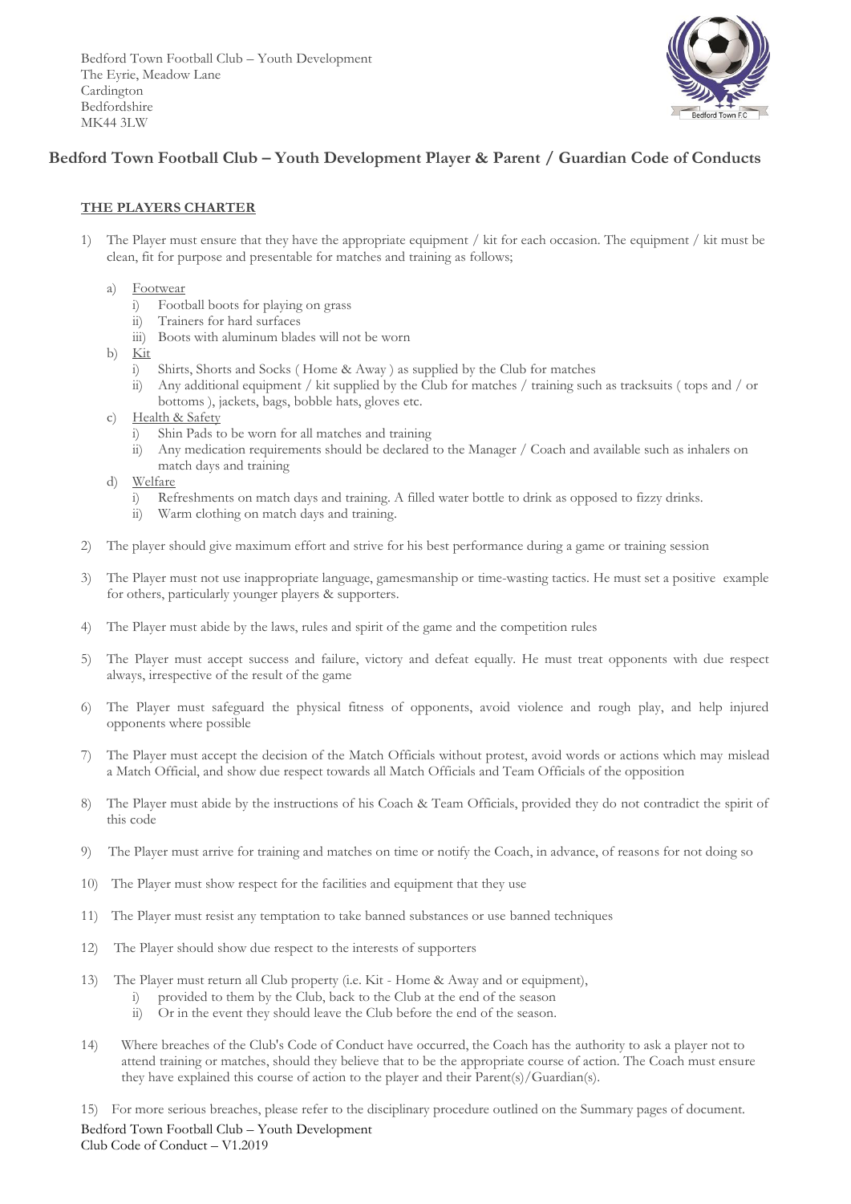Bedford Town Football Club – Youth Development
The Eyrie, Meadow Lane
Cardington
Bedfordshire
MK44 3LW

## Bedford Town Football Club – Youth Development Player & Parent / Guardian Code of Conducts

### THE PLAYERS CHARTER

1) The Player must ensure that they have the appropriate equipment / kit for each occasion. The equipment / kit must be clean, fit for purpose and presentable for matches and training as follows;
   a) Footwear
      i) Football boots for playing on grass
      ii) Trainers for hard surfaces
      iii) Boots with aluminum blades will not be worn
   b) Kit
      i) Shirts, Shorts and Socks ( Home & Away ) as supplied by the Club for matches
      ii) Any additional equipment / kit supplied by the Club for matches / training such as tracksuits ( tops and / or bottoms ), jackets, bags, bobble hats, gloves etc.
   c) Health & Safety
      i) Shin Pads to be worn for all matches and training
      ii) Any medication requirements should be declared to the Manager / Coach and available such as inhalers on match days and training
   d) Welfare
      i) Refreshments on match days and training. A filled water bottle to drink as opposed to fizzy drinks.
      ii) Warm clothing on match days and training.
2) The player should give maximum effort and strive for his best performance during a game or training session
3) The Player must not use inappropriate language, gamesmanship or time-wasting tactics. He must set a positive example for others, particularly younger players & supporters.
4) The Player must abide by the laws, rules and spirit of the game and the competition rules
5) The Player must accept success and failure, victory and defeat equally. He must treat opponents with due respect always, irrespective of the result of the game
6) The Player must safeguard the physical fitness of opponents, avoid violence and rough play, and help injured opponents where possible
7) The Player must accept the decision of the Match Officials without protest, avoid words or actions which may mislead a Match Official, and show due respect towards all Match Officials and Team Officials of the opposition
8) The Player must abide by the instructions of his Coach & Team Officials, provided they do not contradict the spirit of this code
9) The Player must arrive for training and matches on time or notify the Coach, in advance, of reasons for not doing so
10) The Player must show respect for the facilities and equipment that they use
11) The Player must resist any temptation to take banned substances or use banned techniques
12) The Player should show due respect to the interests of supporters
13) The Player must return all Club property (i.e. Kit - Home & Away and or equipment),
    i) provided to them by the Club, back to the Club at the end of the season
    ii) Or in the event they should leave the Club before the end of the season.
14) Where breaches of the Club's Code of Conduct have occurred, the Coach has the authority to ask a player not to attend training or matches, should they believe that to be the appropriate course of action. The Coach must ensure they have explained this course of action to the player and their Parent(s)/Guardian(s).
15) For more serious breaches, please refer to the disciplinary procedure outlined on the Summary pages of document.

Bedford Town Football Club – Youth Development
Club Code of Conduct – V1.2019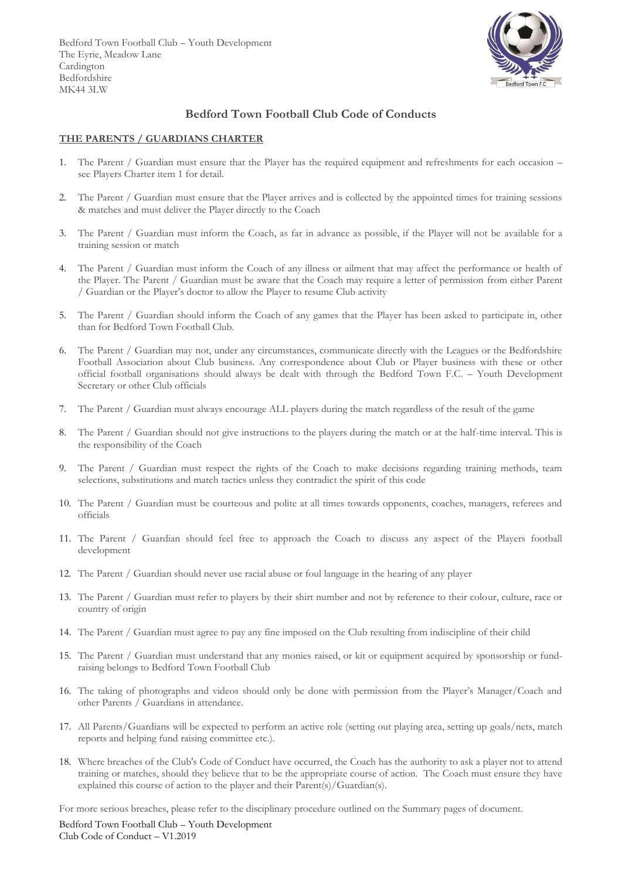Bedford Town Football Club – Youth Development
The Eyrie, Meadow Lane
Cardington
Bedfordshire
MK44 3LW

# Bedford Town Football Club Code of Conducts

## THE PARENTS / GUARDIANS CHARTER

1. The Parent / Guardian must ensure that the Player has the required equipment and refreshments for each occasion – see Players Charter item 1 for detail.
2. The Parent / Guardian must ensure that the Player arrives and is collected by the appointed times for training sessions & matches and must deliver the Player directly to the Coach
3. The Parent / Guardian must inform the Coach, as far in advance as possible, if the Player will not be available for a training session or match
4. The Parent / Guardian must inform the Coach of any illness or ailment that may affect the performance or health of the Player. The Parent / Guardian must be aware that the Coach may require a letter of permission from either Parent / Guardian or the Player's doctor to allow the Player to resume Club activity
5. The Parent / Guardian should inform the Coach of any games that the Player has been asked to participate in, other than for Bedford Town Football Club.
6. The Parent / Guardian may not, under any circumstances, communicate directly with the Leagues or the Bedfordshire Football Association about Club business. Any correspondence about Club or Player business with these or other official football organisations should always be dealt with through the Bedford Town F.C. – Youth Development Secretary or other Club officials
7. The Parent / Guardian must always encourage ALL players during the match regardless of the result of the game
8. The Parent / Guardian should not give instructions to the players during the match or at the half-time interval. This is the responsibility of the Coach
9. The Parent / Guardian must respect the rights of the Coach to make decisions regarding training methods, team selections, substitutions and match tactics unless they contradict the spirit of this code
10. The Parent / Guardian must be courteous and polite at all times towards opponents, coaches, managers, referees and officials
11. The Parent / Guardian should feel free to approach the Coach to discuss any aspect of the Players football development
12. The Parent / Guardian should never use racial abuse or foul language in the hearing of any player
13. The Parent / Guardian must refer to players by their shirt number and not by reference to their colour, culture, race or country of origin
14. The Parent / Guardian must agree to pay any fine imposed on the Club resulting from indiscipline of their child
15. The Parent / Guardian must understand that any monies raised, or kit or equipment acquired by sponsorship or fund-raising belongs to Bedford Town Football Club
16. The taking of photographs and videos should only be done with permission from the Player's Manager/Coach and other Parents / Guardians in attendance.
17. All Parents/Guardians will be expected to perform an active role (setting out playing area, setting up goals/nets, match reports and helping fund raising committee etc.).
18. Where breaches of the Club's Code of Conduct have occurred, the Coach has the authority to ask a player not to attend training or matches, should they believe that to be the appropriate course of action. The Coach must ensure they have explained this course of action to the player and their Parent(s)/Guardian(s).

For more serious breaches, please refer to the disciplinary procedure outlined on the Summary pages of document.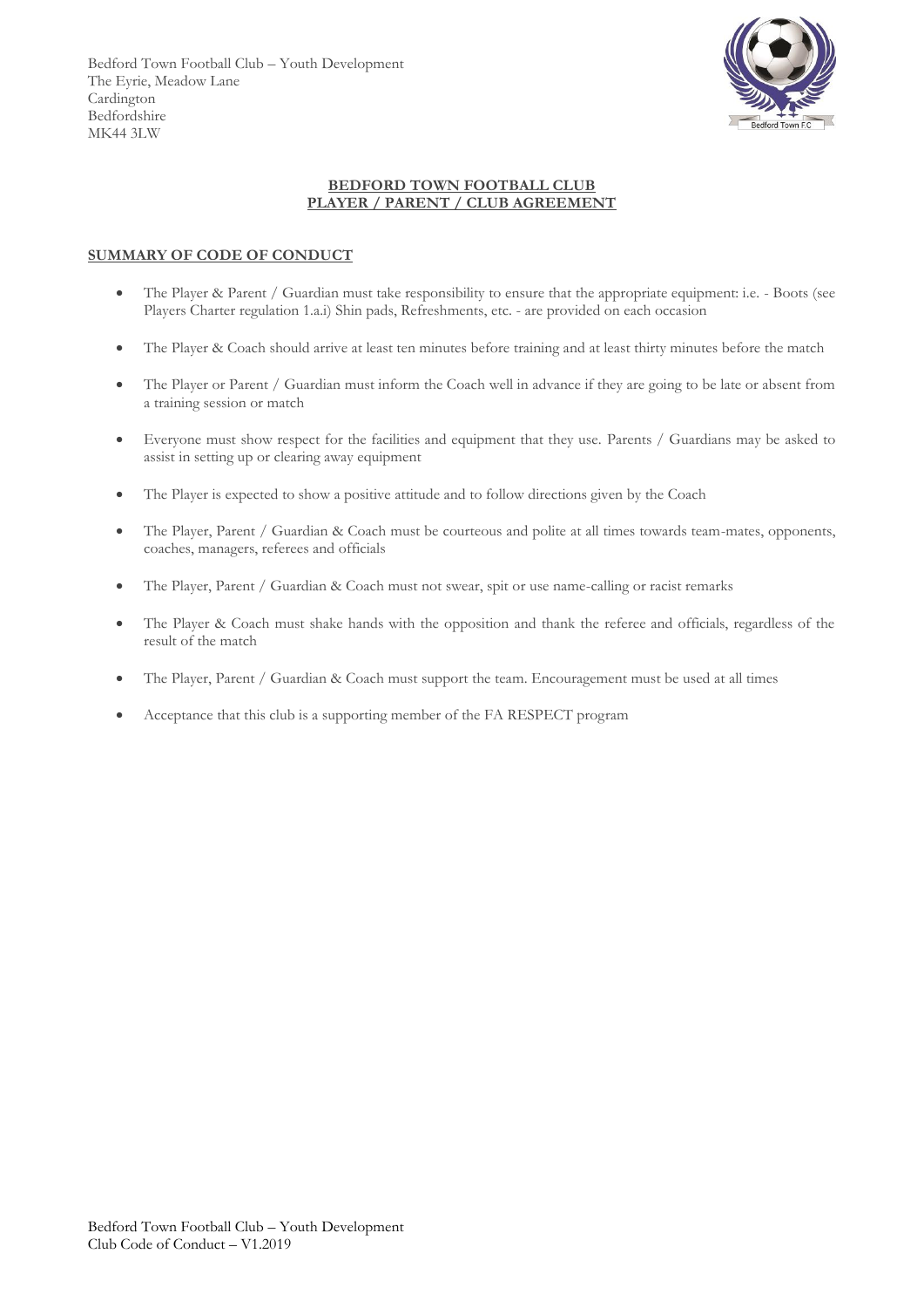Bedford Town Football Club – Youth Development
The Eyrie, Meadow Lane
Cardington
Bedfordshire
MK44 3LW

# BEDFORD TOWN FOOTBALL CLUB
# PLAYER / PARENT / CLUB AGREEMENT

## SUMMARY OF CODE OF CONDUCT

- The Player & Parent / Guardian must take responsibility to ensure that the appropriate equipment: i.e. - Boots (see Players Charter regulation 1.a.i) Shin pads, Refreshments, etc. - are provided on each occasion
- The Player & Coach should arrive at least ten minutes before training and at least thirty minutes before the match
- The Player or Parent / Guardian must inform the Coach well in advance if they are going to be late or absent from a training session or match
- Everyone must show respect for the facilities and equipment that they use. Parents / Guardians may be asked to assist in setting up or clearing away equipment
- The Player is expected to show a positive attitude and to follow directions given by the Coach
- The Player, Parent / Guardian & Coach must be courteous and polite at all times towards team-mates, opponents, coaches, managers, referees and officials
- The Player, Parent / Guardian & Coach must not swear, spit or use name-calling or racist remarks
- The Player & Coach must shake hands with the opposition and thank the referee and officials, regardless of the result of the match
- The Player, Parent / Guardian & Coach must support the team. Encouragement must be used at all times
- Acceptance that this club is a supporting member of the FA RESPECT program

Bedford Town Football Club – Youth Development
Club Code of Conduct – V1.2019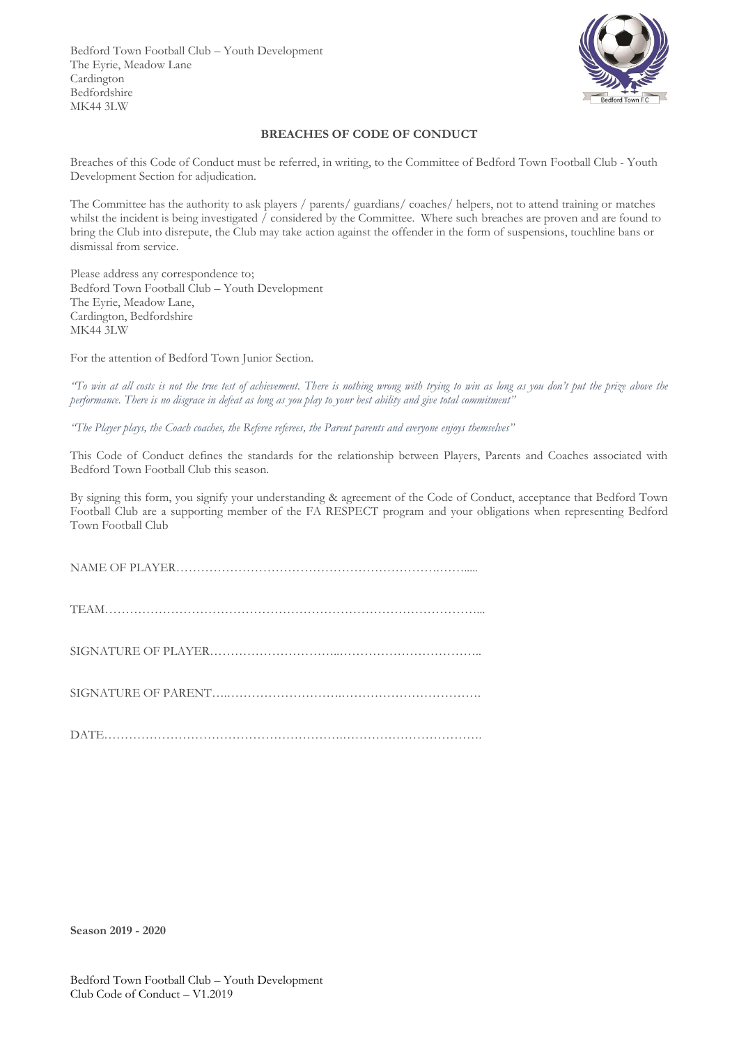Bedford Town Football Club – Youth Development
The Eyrie, Meadow Lane
Cardington
Bedfordshire
MK44 3LW

## BREACHES OF CODE OF CONDUCT

Breaches of this Code of Conduct must be referred, in writing, to the Committee of Bedford Town Football Club - Youth Development Section for adjudication.

The Committee has the authority to ask players / parents/ guardians/ coaches/ helpers, not to attend training or matches whilst the incident is being investigated / considered by the Committee. Where such breaches are proven and are found to bring the Club into disrepute, the Club may take action against the offender in the form of suspensions, touchline bans or dismissal from service.

Please address any correspondence to;
Bedford Town Football Club – Youth Development
The Eyrie, Meadow Lane,
Cardington, Bedfordshire
MK44 3LW

For the attention of Bedford Town Junior Section.

*"To win at all costs is not the true test of achievement. There is nothing wrong with trying to win as long as you don't put the prize above the performance. There is no disgrace in defeat as long as you play to your best ability and give total commitment"*

*"The Player plays, the Coach coaches, the Referee referees, the Parent parents and everyone enjoys themselves"*

This Code of Conduct defines the standards for the relationship between Players, Parents and Coaches associated with Bedford Town Football Club this season.

By signing this form, you signify your understanding & agreement of the Code of Conduct, acceptance that Bedford Town Football Club are a supporting member of the FA RESPECT program and your obligations when representing Bedford Town Football Club

NAME OF PLAYER……………………………………………………….…….....

TEAM………………………………………………………………………………...

SIGNATURE OF PLAYER…………………………...……………………………..

SIGNATURE OF PARENT…..……………………….……………………………

DATE…………………………………………………….……………………………

**Season 2019 - 2020**

Bedford Town Football Club – Youth Development
Club Code of Conduct – V1.2019